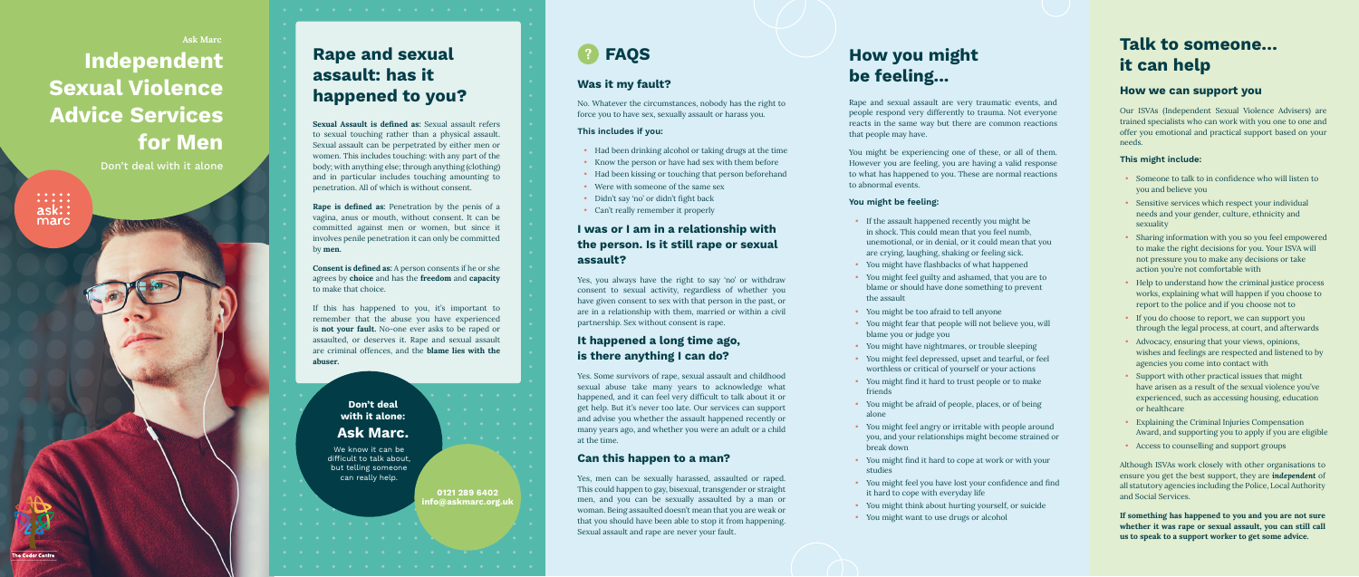Ask Marc

# Independent Sexual Violence Advice Services for Men

Don't deal with it alone

ask marc

The Cedar Centre

## Rape and sexual assault: has it happened to you?

**Sexual Assault is defined as:** Sexual assault refers to sexual touching rather than a physical assault. Sexual assault can be perpetrated by either men or women. This includes touching: with any part of the body; with anything else; through anything (clothing) and in particular includes touching amounting to penetration. All of which is without consent.

**Rape is defined as:** Penetration by the penis of a vagina, anus or mouth, without consent. It can be committed against men or women, but since it involves penile penetration it can only be committed by **men.**

**Consent is defined as:** A person consents if he or she agrees by **choice** and has the **freedom** and **capacity** to make that choice.

If this has happened to you, it's important to remember that the abuse you have experienced is **not your fault.** No-one ever asks to be raped or assaulted, or deserves it. Rape and sexual assault are criminal offences, and the **blame lies with the abuser.**

**Don't deal with it alone:**

### Ask Marc.

We know it can be difficult to talk about, but telling someone can really help.

**0121 289 6402**
**info@askmarc.org.uk**

## FAQS

### Was it my fault?

No. Whatever the circumstances, nobody has the right to force you to have sex, sexually assault or harass you.

**This includes if you:**

- Had been drinking alcohol or taking drugs at the time
- Know the person or have had sex with them before
- Had been kissing or touching that person beforehand
- Were with someone of the same sex
- Didn't say 'no' or didn't fight back
- Can't really remember it properly

### I was or I am in a relationship with the person. Is it still rape or sexual assault?

Yes, you always have the right to say 'no' or withdraw consent to sexual activity, regardless of whether you have given consent to sex with that person in the past, or are in a relationship with them, married or within a civil partnership. Sex without consent is rape.

### It happened a long time ago, is there anything I can do?

Yes. Some survivors of rape, sexual assault and childhood sexual abuse take many years to acknowledge what happened, and it can feel very difficult to talk about it or get help. But it's never too late. Our services can support and advise you whether the assault happened recently or many years ago, and whether you were an adult or a child at the time.

### Can this happen to a man?

Yes, men can be sexually harassed, assaulted or raped. This could happen to gay, bisexual, transgender or straight men, and you can be sexually assaulted by a man or woman. Being assaulted doesn't mean that you are weak or that you should have been able to stop it from happening. Sexual assault and rape are never your fault.

## How you might be feeling...

Rape and sexual assault are very traumatic events, and people respond very differently to trauma. Not everyone reacts in the same way but there are common reactions that people may have.

You might be experiencing one of these, or all of them. However you are feeling, you are having a valid response to what has happened to you. These are normal reactions to abnormal events.

**You might be feeling:**

- If the assault happened recently you might be in shock. This could mean that you feel numb, unemotional, or in denial, or it could mean that you are crying, laughing, shaking or feeling sick.
- You might have flashbacks of what happened
- You might feel guilty and ashamed, that you are to blame or should have done something to prevent the assault
- You might be too afraid to tell anyone
- You might fear that people will not believe you, will blame you or judge you
- You might have nightmares, or trouble sleeping
- You might feel depressed, upset and tearful, or feel worthless or critical of yourself or your actions
- You might find it hard to trust people or to make friends
- You might be afraid of people, places, or of being alone
- You might feel angry or irritable with people around you, and your relationships might become strained or break down
- You might find it hard to cope at work or with your studies
- You might feel you have lost your confidence and find it hard to cope with everyday life
- You might think about hurting yourself, or suicide
- You might want to use drugs or alcohol

## Talk to someone... it can help

### How we can support you

Our ISVAs (Independent Sexual Violence Advisers) are trained specialists who can work with you one to one and offer you emotional and practical support based on your needs.

**This might include:**

- Someone to talk to in confidence who will listen to you and believe you
- Sensitive services which respect your individual needs and your gender, culture, ethnicity and sexuality
- Sharing information with you so you feel empowered to make the right decisions for you. Your ISVA will not pressure you to make any decisions or take action you're not comfortable with
- Help to understand how the criminal justice process works, explaining what will happen if you choose to report to the police and if you choose not to
- If you do choose to report, we can support you through the legal process, at court, and afterwards
- Advocacy, ensuring that your views, opinions, wishes and feelings are respected and listened to by agencies you come into contact with
- Support with other practical issues that might have arisen as a result of the sexual violence you've experienced, such as accessing housing, education or healthcare
- Explaining the Criminal Injuries Compensation Award, and supporting you to apply if you are eligible
- Access to counselling and support groups

Although ISVAs work closely with other organisations to ensure you get the best support, they are ***independent*** of all statutory agencies including the Police, Local Authority and Social Services.

**If something has happened to you and you are not sure whether it was rape or sexual assault, you can still call us to speak to a support worker to get some advice.**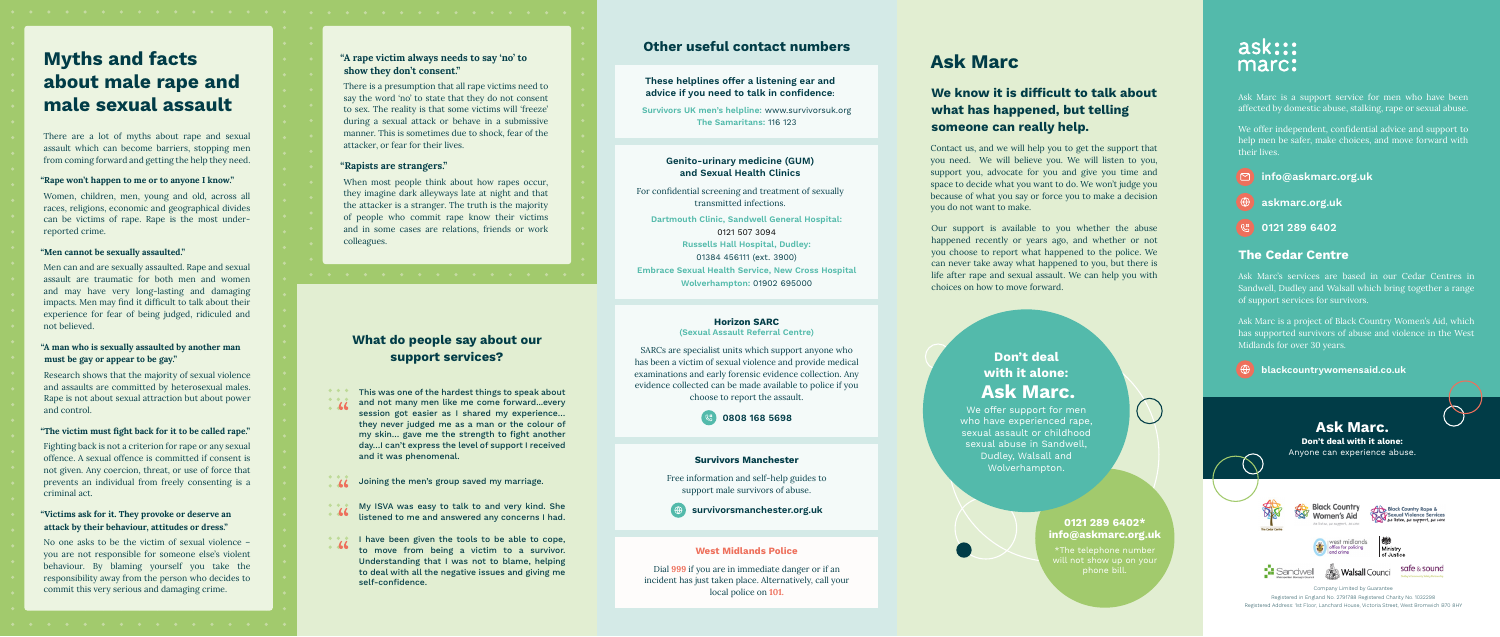# Myths and facts about male rape and male sexual assault

There are a lot of myths about rape and sexual assault which can become barriers, stopping men from coming forward and getting the help they need.

**"Rape won't happen to me or to anyone I know."**

Women, children, men, young and old, across all races, religions, economic and geographical divides can be victims of rape. Rape is the most under-reported crime.

**"Men cannot be sexually assaulted."**

Men can and are sexually assaulted. Rape and sexual assault are traumatic for both men and women and may have very long-lasting and damaging impacts. Men may find it difficult to talk about their experience for fear of being judged, ridiculed and not believed.

**"A man who is sexually assaulted by another man must be gay or appear to be gay."**

Research shows that the majority of sexual violence and assaults are committed by heterosexual males. Rape is not about sexual attraction but about power and control.

**"The victim must fight back for it to be called rape."**

Fighting back is not a criterion for rape or any sexual offence. A sexual offence is committed if consent is not given. Any coercion, threat, or use of force that prevents an individual from freely consenting is a criminal act.

**"Victims ask for it. They provoke or deserve an attack by their behaviour, attitudes or dress."**

No one asks to be the victim of sexual violence – you are not responsible for someone else's violent behaviour. By blaming yourself you take the responsibility away from the person who decides to commit this very serious and damaging crime.

**"A rape victim always needs to say 'no' to show they don't consent."**

There is a presumption that all rape victims need to say the word 'no' to state that they do not consent to sex. The reality is that some victims will 'freeze' during a sexual attack or behave in a submissive manner. This is sometimes due to shock, fear of the attacker, or fear for their lives.

**"Rapists are strangers."**

When most people think about how rapes occur, they imagine dark alleyways late at night and that the attacker is a stranger. The truth is the majority of people who commit rape know their victims and in some cases are relations, friends or work colleagues.

## What do people say about our support services?

"This was one of the hardest things to speak about and not many men like me come forward...every session got easier as I shared my experience... they never judged me as a man or the colour of my skin... gave me the strength to fight another day...I can't express the level of support I received and it was phenomenal."

"Joining the men's group saved my marriage."

"My ISVA was easy to talk to and very kind. She listened to me and answered any concerns I had."

"I have been given the tools to be able to cope, to move from being a victim to a survivor. Understanding that I was not to blame, helping to deal with all the negative issues and giving me self-confidence."

## Other useful contact numbers

**These helplines offer a listening ear and advice if you need to talk in confidence:**

Survivors UK men's helpline: www.survivorsuk.org
The Samaritans: 116 123

### Genito-urinary medicine (GUM) and Sexual Health Clinics

For confidential screening and treatment of sexually transmitted infections.

Dartmouth Clinic, Sandwell General Hospital: 0121 507 3094
Russells Hall Hospital, Dudley: 01384 456111 (ext. 3900)
Embrace Sexual Health Service, New Cross Hospital Wolverhampton: 01902 695000

### Horizon SARC (Sexual Assault Referral Centre)

SARCs are specialist units which support anyone who has been a victim of sexual violence and provide medical examinations and early forensic evidence collection. Any evidence collected can be made available to police if you choose to report the assault.

0808 168 5698

### Survivors Manchester

Free information and self-help guides to support male survivors of abuse.

survivorsmanchester.org.uk

### West Midlands Police

Dial **999** if you are in immediate danger or if an incident has just taken place. Alternatively, call your local police on **101**.

# Ask Marc

## We know it is difficult to talk about what has happened, but telling someone can really help.

Contact us, and we will help you to get the support that you need. We will believe you. We will listen to you, support you, advocate for you and give you time and space to decide what you want to do. We won't judge you because of what you say or force you to make a decision you do not want to make.

Our support is available to you whether the abuse happened recently or years ago, and whether or not you choose to report what happened to the police. We can never take away what happened to you, but there is life after rape and sexual assault. We can help you with choices on how to move forward.

## Don't deal with it alone: Ask Marc.

We offer support for men who have experienced rape, sexual assault or childhood sexual abuse in Sandwell, Dudley, Walsall and Wolverhampton.

**0121 289 6402***
**info@askmarc.org.uk**

*The telephone number will not show up on your phone bill.

# ask marc

Ask Marc is a support service for men who have been affected by domestic abuse, stalking, rape or sexual abuse.

We offer independent, confidential advice and support to help men be safer, make choices, and move forward with their lives.

info@askmarc.org.uk
askmarc.org.uk
0121 289 6402

## The Cedar Centre

Ask Marc's services are based in our Cedar Centres in Sandwell, Dudley and Walsall which bring together a range of support services for survivors.

Ask Marc is a project of Black Country Women's Aid, which has supported survivors of abuse and violence in the West Midlands for over 30 years.

blackcountrywomensaid.co.uk

**Ask Marc.**
**Don't deal with it alone:**
Anyone can experience abuse.

The Cedar Centre
Black Country Women's Aid
Black Country Rape & Sexual Violence Services
west midlands office for policing and crime
Ministry of Justice
Sandwell
Walsall Council
safe & sound

Company Limited by Guarantee
Registered in England No. 3791788 Registered Charity No. 1032298
Registered Address: 1st Floor, Lanchard House, Victoria Street, West Bromwich B70 8HY